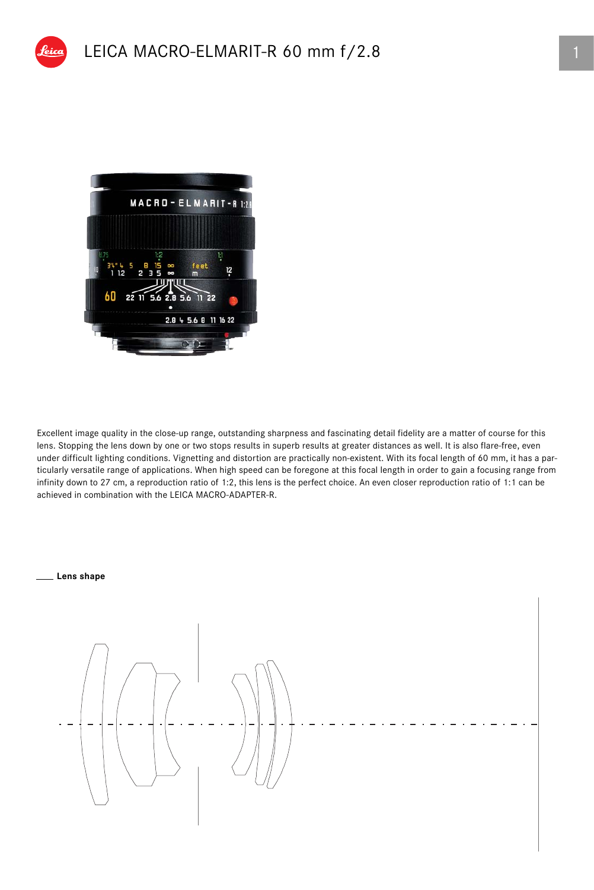# LEICA MACRO-ELMARIT-R 60 mm f/2.8

Excellent image quality in the close-up range, outstanding sharpness and fascinating detail fidelity are a matter of course for this lens. Stopping the lens down by one or two stops results in superb results at greater distances as well. It is also flare-free, even under difficult lighting conditions. Vignetting and distortion are practically non-existent. With its focal length of 60 mm, it has a particularly versatile range of applications. When high speed can be foregone at this focal length in order to gain a focusing range from infinity down to 27 cm, a reproduction ratio of 1:2, this lens is the perfect choice. An even closer reproduction ratio of 1:1 can be achieved in combination with the LEICA MACRO-ADAPTER-R.

**Lens shape**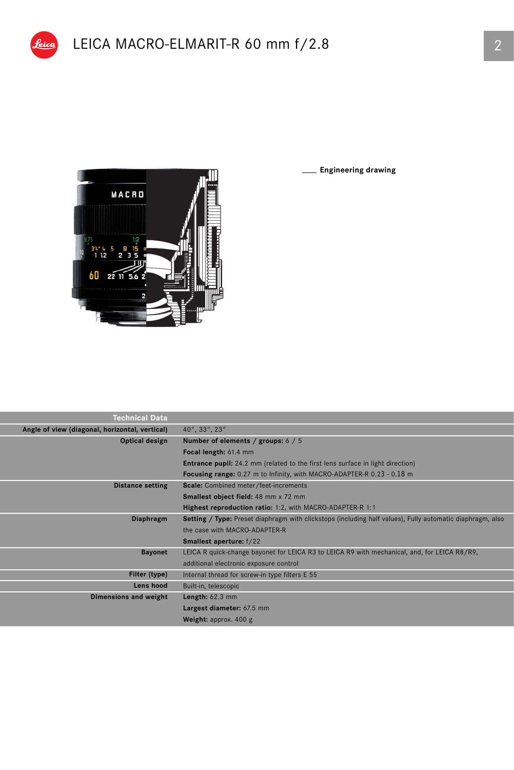# LEICA MACRO-ELMARIT-R 60 mm f/2.8

Engineering drawing

| Technical Data | |
|---|---|
| Angle of view (diagonal, horizontal, vertical) | 40°, 33°, 23° |
| Optical design | **Number of elements / groups:** 6 / 5 |
| | **Focal length:** 61.4 mm |
| | **Entrance pupil:** 24.2 mm (related to the first lens surface in light direction) |
| | **Focusing range:** 0.27 m to Infinity, with MACRO-ADAPTER-R 0.23 - 0.18 m |
| Distance setting | **Scale:** Combined meter/feet-increments |
| | **Smallest object field:** 48 mm x 72 mm |
| | **Highest reproduction ratio:** 1:2, with MACRO-ADAPTER-R 1:1 |
| Diaphragm | **Setting / Type:** Preset diaphragm with clickstops (including half values), Fully automatic diaphragm, also the case with MACRO-ADAPTER-R |
| | **Smallest aperture:** f/22 |
| Bayonet | LEICA R quick-change bayonet for LEICA R3 to LEICA R9 with mechanical, and, for LEICA R8/R9, additional electronic exposure control |
| Filter (type) | Internal thread for screw-in type filters E 55 |
| Lens hood | Built-in, telescopic |
| Dimensions and weight | **Length:** 62.3 mm |
| | **Largest diameter:** 67.5 mm |
| | **Weight:** approx. 400 g |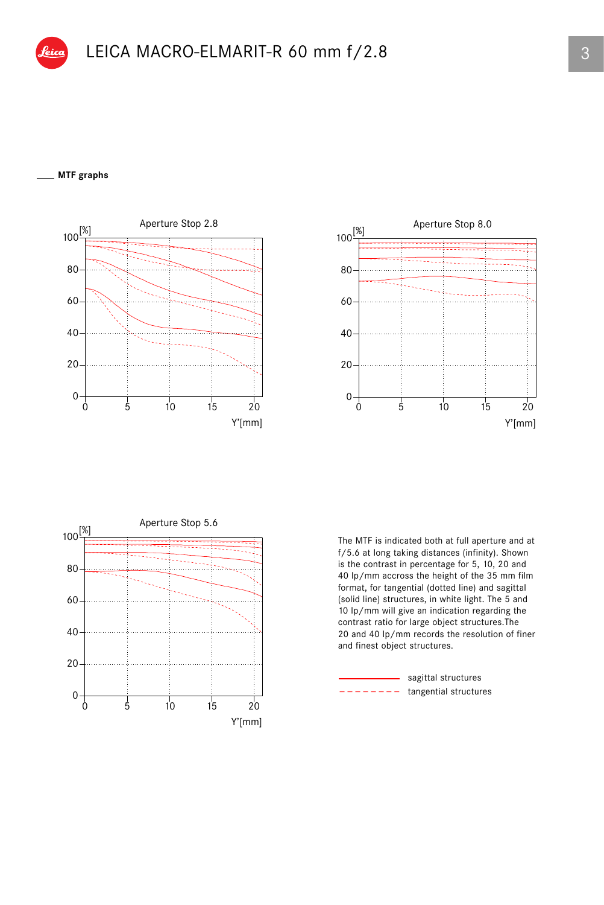# LEICA MACRO-ELMARIT-R 60 mm f/2.8

## MTF graphs

Aperture Stop 2.8

Aperture Stop 8.0

Aperture Stop 5.6

The MTF is indicated both at full aperture and at f/5.6 at long taking distances (infinity). Shown is the contrast in percentage for 5, 10, 20 and 40 lp/mm accross the height of the 35 mm film format, for tangential (dotted line) and sagittal (solid line) structures, in white light. The 5 and 10 lp/mm will give an indication regarding the contrast ratio for large object structures.The 20 and 40 lp/mm records the resolution of finer and finest object structures.

sagittal structures

tangential structures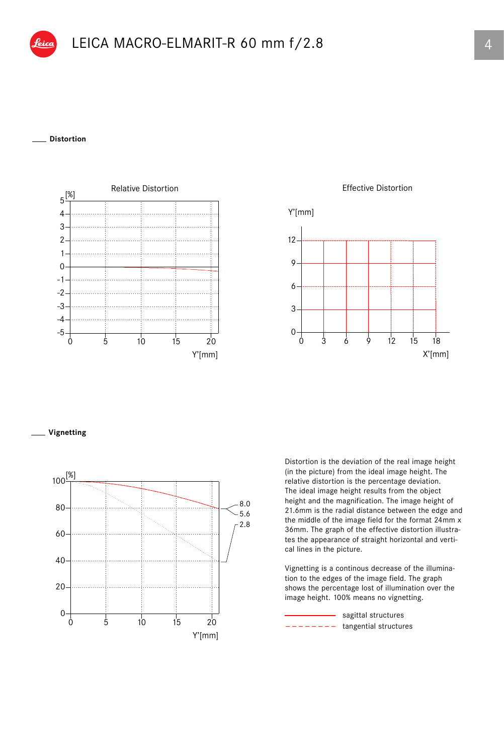# LEICA MACRO-ELMARIT-R 60 mm f/2.8

## Distortion

Relative Distortion

Effective Distortion

## Vignetting

Distortion is the deviation of the real image height (in the picture) from the ideal image height. The relative distortion is the percentage deviation. The ideal image height results from the object height and the magnification. The image height of 21.6mm is the radial distance between the edge and the middle of the image field for the format 24mm x 36mm. The graph of the effective distortion illustrates the appearance of straight horizontal and vertical lines in the picture.

Vignetting is a continous decrease of the illumination to the edges of the image field. The graph shows the percentage lost of illumination over the image height. 100% means no vignetting.

sagittal structures

tangential structures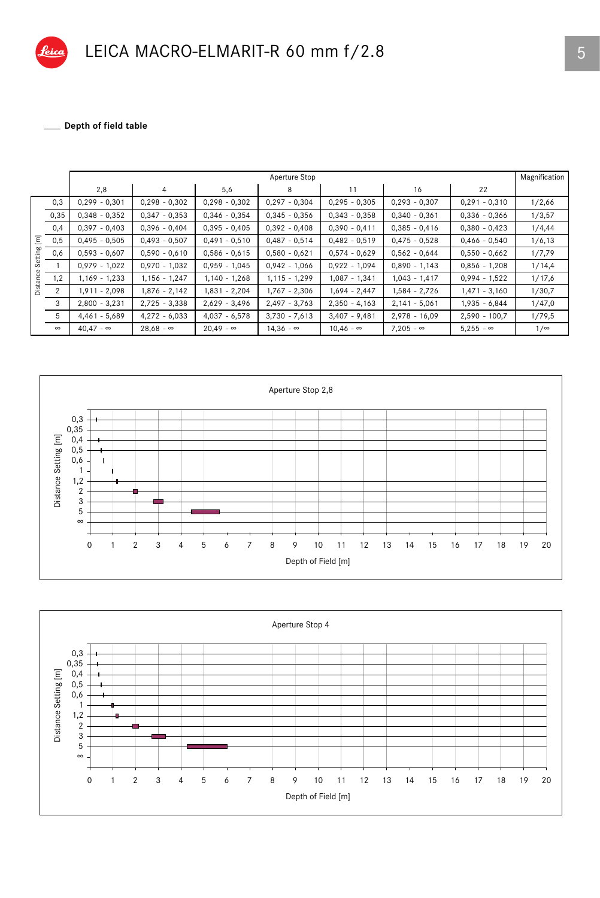# LEICA MACRO-ELMARIT-R 60 mm f/2.8

## Depth of field table

| Distance Setting [m] | Aperture Stop 2,8 | 4 | 5,6 | 8 | 11 | 16 | 22 | Magnification |
|---|---|---|---|---|---|---|---|---|
| 0,3 | 0,299 - 0,301 | 0,298 - 0,302 | 0,298 - 0,302 | 0,297 - 0,304 | 0,295 - 0,305 | 0,293 - 0,307 | 0,291 - 0,310 | 1/2,66 |
| 0,35 | 0,348 - 0,352 | 0,347 - 0,353 | 0,346 - 0,354 | 0,345 - 0,356 | 0,343 - 0,358 | 0,340 - 0,361 | 0,336 - 0,366 | 1/3,57 |
| 0,4 | 0,397 - 0,403 | 0,396 - 0,404 | 0,395 - 0,405 | 0,392 - 0,408 | 0,390 - 0,411 | 0,385 - 0,416 | 0,380 - 0,423 | 1/4,44 |
| 0,5 | 0,495 - 0,505 | 0,493 - 0,507 | 0,491 - 0,510 | 0,487 - 0,514 | 0,482 - 0,519 | 0,475 - 0,528 | 0,466 - 0,540 | 1/6,13 |
| 0,6 | 0,593 - 0,607 | 0,590 - 0,610 | 0,586 - 0,615 | 0,580 - 0,621 | 0,574 - 0,629 | 0,562 - 0,644 | 0,550 - 0,662 | 1/7,79 |
| 1 | 0,979 - 1,022 | 0,970 - 1,032 | 0,959 - 1,045 | 0,942 - 1,066 | 0,922 - 1,094 | 0,890 - 1,143 | 0,856 - 1,208 | 1/14,4 |
| 1,2 | 1,169 - 1,233 | 1,156 - 1,247 | 1,140 - 1,268 | 1,115 - 1,299 | 1,087 - 1,341 | 1,043 - 1,417 | 0,994 - 1,522 | 1/17,6 |
| 2 | 1,911 - 2,098 | 1,876 - 2,142 | 1,831 - 2,204 | 1,767 - 2,306 | 1,694 - 2,447 | 1,584 - 2,726 | 1,471 - 3,160 | 1/30,7 |
| 3 | 2,800 - 3,231 | 2,725 - 3,338 | 2,629 - 3,496 | 2,497 - 3,763 | 2,350 - 4,163 | 2,141 - 5,061 | 1,935 - 6,844 | 1/47,0 |
| 5 | 4,461 - 5,689 | 4,272 - 6,033 | 4,037 - 6,578 | 3,730 - 7,613 | 3,407 - 9,481 | 2,978 - 16,09 | 2,590 - 100,7 | 1/79,5 |
| ∞ | 40,47 - ∞ | 28,68 - ∞ | 20,49 - ∞ | 14,36 - ∞ | 10,46 - ∞ | 7,205 - ∞ | 5,255 - ∞ | 1/∞ |

Aperture Stop 2,8

Distance Setting [m] / Depth of Field [m]

Aperture Stop 4

Distance Setting [m] / Depth of Field [m]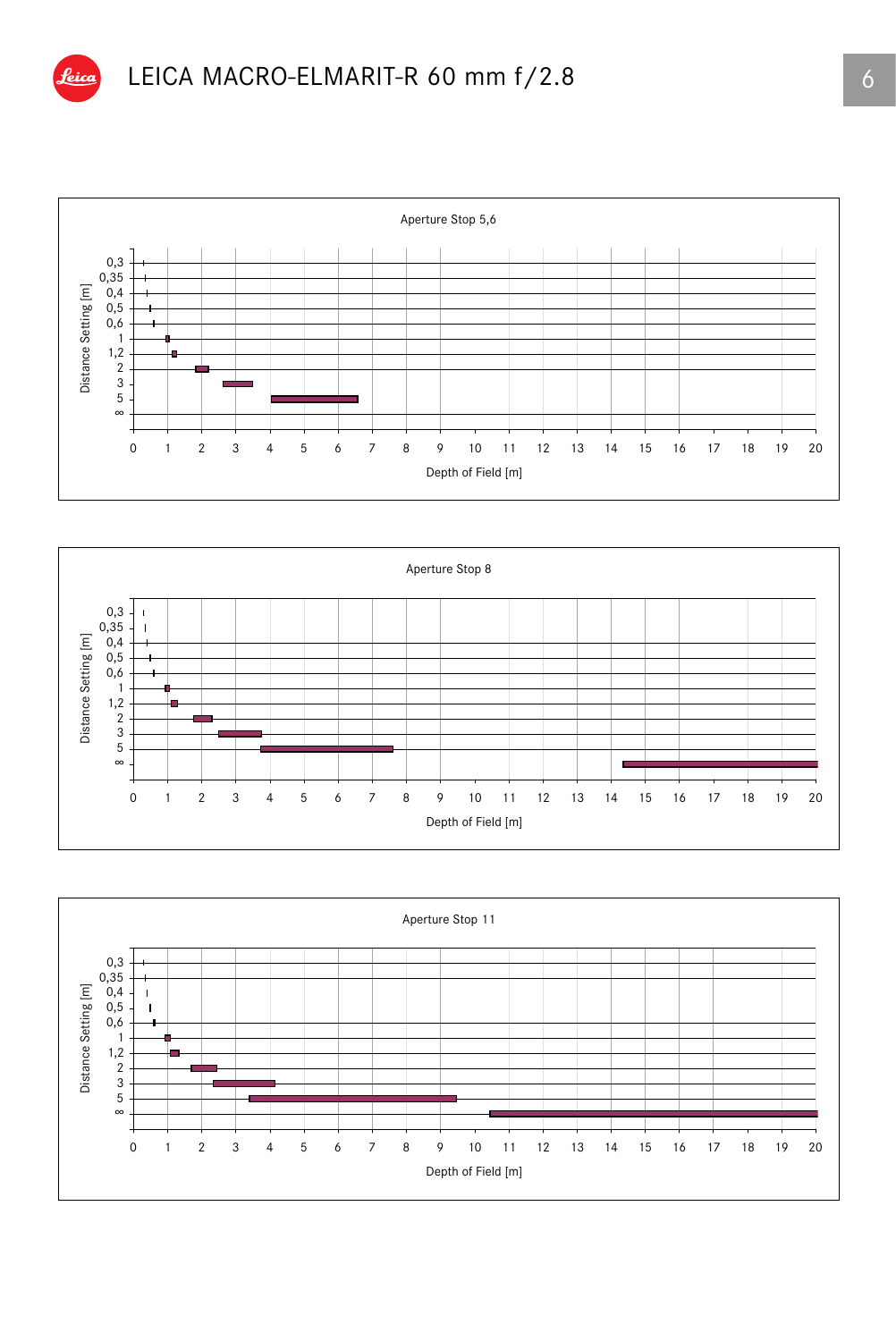# LEICA MACRO-ELMARIT-R 60 mm f/2.8

Aperture Stop 5,6

Distance Setting [m]: 0,3 · 0,35 · 0,4 · 0,5 · 0,6 · 1 · 1,2 · 2 · 3 · 5 · ∞

Depth of Field [m]: 0 · 1 · 2 · 3 · 4 · 5 · 6 · 7 · 8 · 9 · 10 · 11 · 12 · 13 · 14 · 15 · 16 · 17 · 18 · 19 · 20

Aperture Stop 8

Distance Setting [m]: 0,3 · 0,35 · 0,4 · 0,5 · 0,6 · 1 · 1,2 · 2 · 3 · 5 · ∞

Depth of Field [m]: 0 · 1 · 2 · 3 · 4 · 5 · 6 · 7 · 8 · 9 · 10 · 11 · 12 · 13 · 14 · 15 · 16 · 17 · 18 · 19 · 20

Aperture Stop 11

Distance Setting [m]: 0,3 · 0,35 · 0,4 · 0,5 · 0,6 · 1 · 1,2 · 2 · 3 · 5 · ∞

Depth of Field [m]: 0 · 1 · 2 · 3 · 4 · 5 · 6 · 7 · 8 · 9 · 10 · 11 · 12 · 13 · 14 · 15 · 16 · 17 · 18 · 19 · 20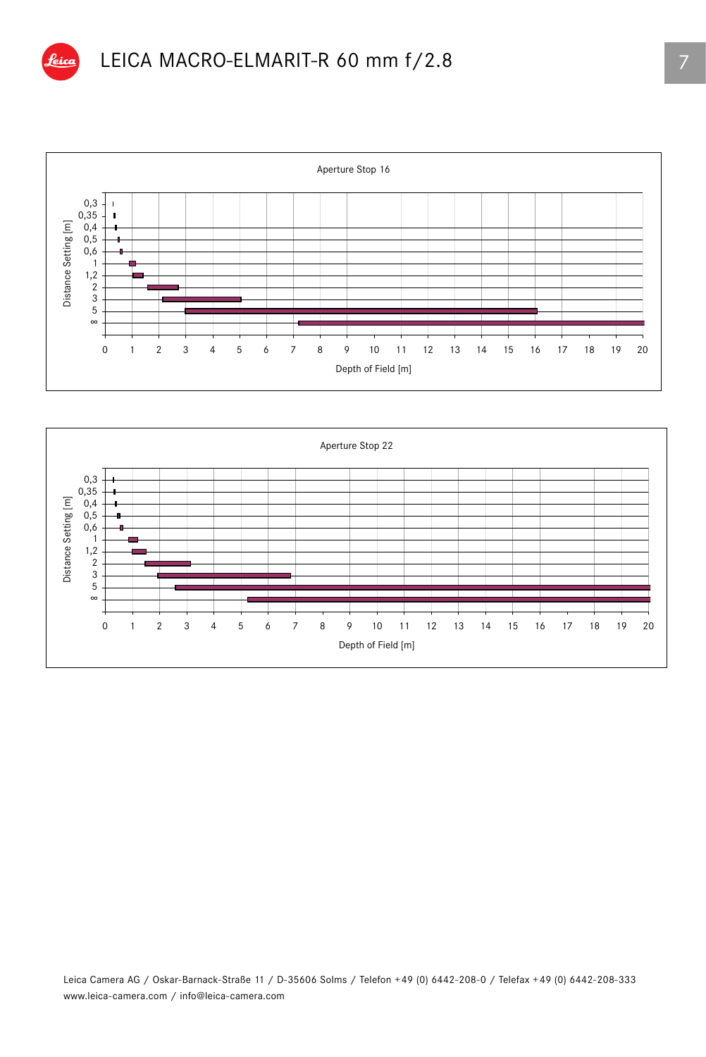# LEICA MACRO-ELMARIT-R 60 mm f/2.8

Aperture Stop 16

Distance Setting [m]

0,3
0,35
0,4
0,5
0,6
1
1,2
2
3
5
∞

0 1 2 3 4 5 6 7 8 9 10 11 12 13 14 15 16 17 18 19 20

Depth of Field [m]

Aperture Stop 22

Distance Setting [m]

0,3
0,35
0,4
0,5
0,6
1
1,2
2
3
5
∞

0 1 2 3 4 5 6 7 8 9 10 11 12 13 14 15 16 17 18 19 20

Depth of Field [m]

Leica Camera AG / Oskar-Barnack-Straße 11 / D-35606 Solms / Telefon +49 (0) 6442-208-0 / Telefax +49 (0) 6442-208-333
www.leica-camera.com / info@leica-camera.com